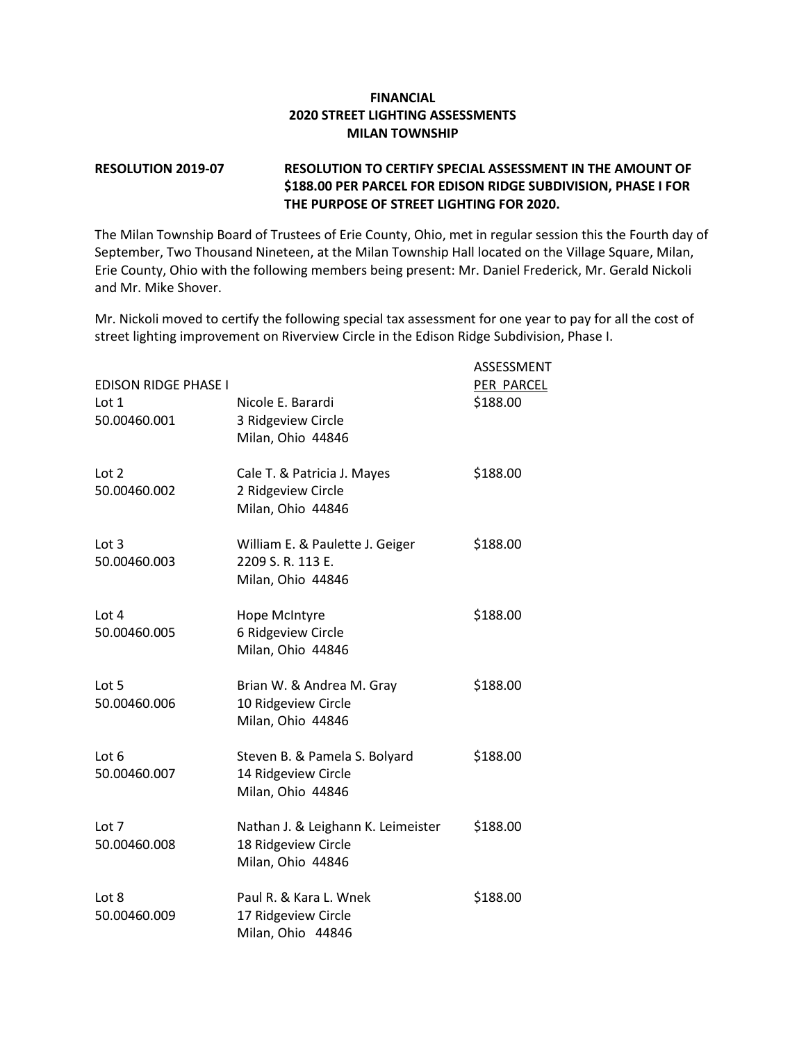**FINANCIAL**
**2020 STREET LIGHTING ASSESSMENTS**
**MILAN TOWNSHIP**

**RESOLUTION 2019-07** **RESOLUTION TO CERTIFY SPECIAL ASSESSMENT IN THE AMOUNT OF $188.00 PER PARCEL FOR EDISON RIDGE SUBDIVISION, PHASE I FOR THE PURPOSE OF STREET LIGHTING FOR 2020.**

The Milan Township Board of Trustees of Erie County, Ohio, met in regular session this the Fourth day of September, Two Thousand Nineteen, at the Milan Township Hall located on the Village Square, Milan, Erie County, Ohio with the following members being present: Mr. Daniel Frederick, Mr. Gerald Nickoli and Mr. Mike Shover.

Mr. Nickoli moved to certify the following special tax assessment for one year to pay for all the cost of street lighting improvement on Riverview Circle in the Edison Ridge Subdivision, Phase I.

| EDISON RIDGE PHASE I | | ASSESSMENT PER PARCEL |
|---|---|---|
| Lot 1<br>50.00460.001 | Nicole E. Barardi<br>3 Ridgeview Circle<br>Milan, Ohio 44846 | $188.00 |
| Lot 2<br>50.00460.002 | Cale T. & Patricia J. Mayes<br>2 Ridgeview Circle<br>Milan, Ohio 44846 | $188.00 |
| Lot 3<br>50.00460.003 | William E. & Paulette J. Geiger<br>2209 S. R. 113 E.<br>Milan, Ohio 44846 | $188.00 |
| Lot 4<br>50.00460.005 | Hope McIntyre<br>6 Ridgeview Circle<br>Milan, Ohio 44846 | $188.00 |
| Lot 5<br>50.00460.006 | Brian W. & Andrea M. Gray<br>10 Ridgeview Circle<br>Milan, Ohio 44846 | $188.00 |
| Lot 6<br>50.00460.007 | Steven B. & Pamela S. Bolyard<br>14 Ridgeview Circle<br>Milan, Ohio 44846 | $188.00 |
| Lot 7<br>50.00460.008 | Nathan J. & Leighann K. Leimeister<br>18 Ridgeview Circle<br>Milan, Ohio 44846 | $188.00 |
| Lot 8<br>50.00460.009 | Paul R. & Kara L. Wnek<br>17 Ridgeview Circle<br>Milan, Ohio 44846 | $188.00 |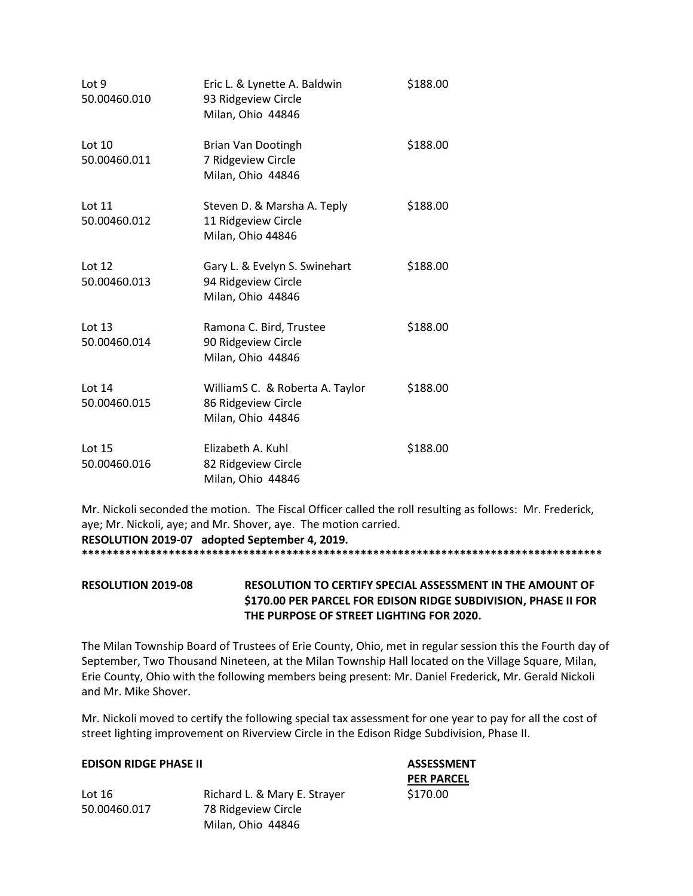| | | |
|---|---|---|
| Lot 9<br>50.00460.010 | Eric L. & Lynette A. Baldwin<br>93 Ridgeview Circle<br>Milan, Ohio 44846 | $188.00 |
| Lot 10<br>50.00460.011 | Brian Van Dootingh<br>7 Ridgeview Circle<br>Milan, Ohio 44846 | $188.00 |
| Lot 11<br>50.00460.012 | Steven D. & Marsha A. Teply<br>11 Ridgeview Circle<br>Milan, Ohio 44846 | $188.00 |
| Lot 12<br>50.00460.013 | Gary L. & Evelyn S. Swinehart<br>94 Ridgeview Circle<br>Milan, Ohio 44846 | $188.00 |
| Lot 13<br>50.00460.014 | Ramona C. Bird, Trustee<br>90 Ridgeview Circle<br>Milan, Ohio 44846 | $188.00 |
| Lot 14<br>50.00460.015 | WilliamS C. & Roberta A. Taylor<br>86 Ridgeview Circle<br>Milan, Ohio 44846 | $188.00 |
| Lot 15<br>50.00460.016 | Elizabeth A. Kuhl<br>82 Ridgeview Circle<br>Milan, Ohio 44846 | $188.00 |

Mr. Nickoli seconded the motion. The Fiscal Officer called the roll resulting as follows: Mr. Frederick, aye; Mr. Nickoli, aye; and Mr. Shover, aye. The motion carried.

**RESOLUTION 2019-07 adopted September 4, 2019.**

**************************************************************************************

**RESOLUTION 2019-08 RESOLUTION TO CERTIFY SPECIAL ASSESSMENT IN THE AMOUNT OF $170.00 PER PARCEL FOR EDISON RIDGE SUBDIVISION, PHASE II FOR THE PURPOSE OF STREET LIGHTING FOR 2020.**

The Milan Township Board of Trustees of Erie County, Ohio, met in regular session this the Fourth day of September, Two Thousand Nineteen, at the Milan Township Hall located on the Village Square, Milan, Erie County, Ohio with the following members being present: Mr. Daniel Frederick, Mr. Gerald Nickoli and Mr. Mike Shover.

Mr. Nickoli moved to certify the following special tax assessment for one year to pay for all the cost of street lighting improvement on Riverview Circle in the Edison Ridge Subdivision, Phase II.

| **EDISON RIDGE PHASE II** | | **ASSESSMENT PER PARCEL** |
|---|---|---|
| Lot 16<br>50.00460.017 | Richard L. & Mary E. Strayer<br>78 Ridgeview Circle<br>Milan, Ohio 44846 | $170.00 |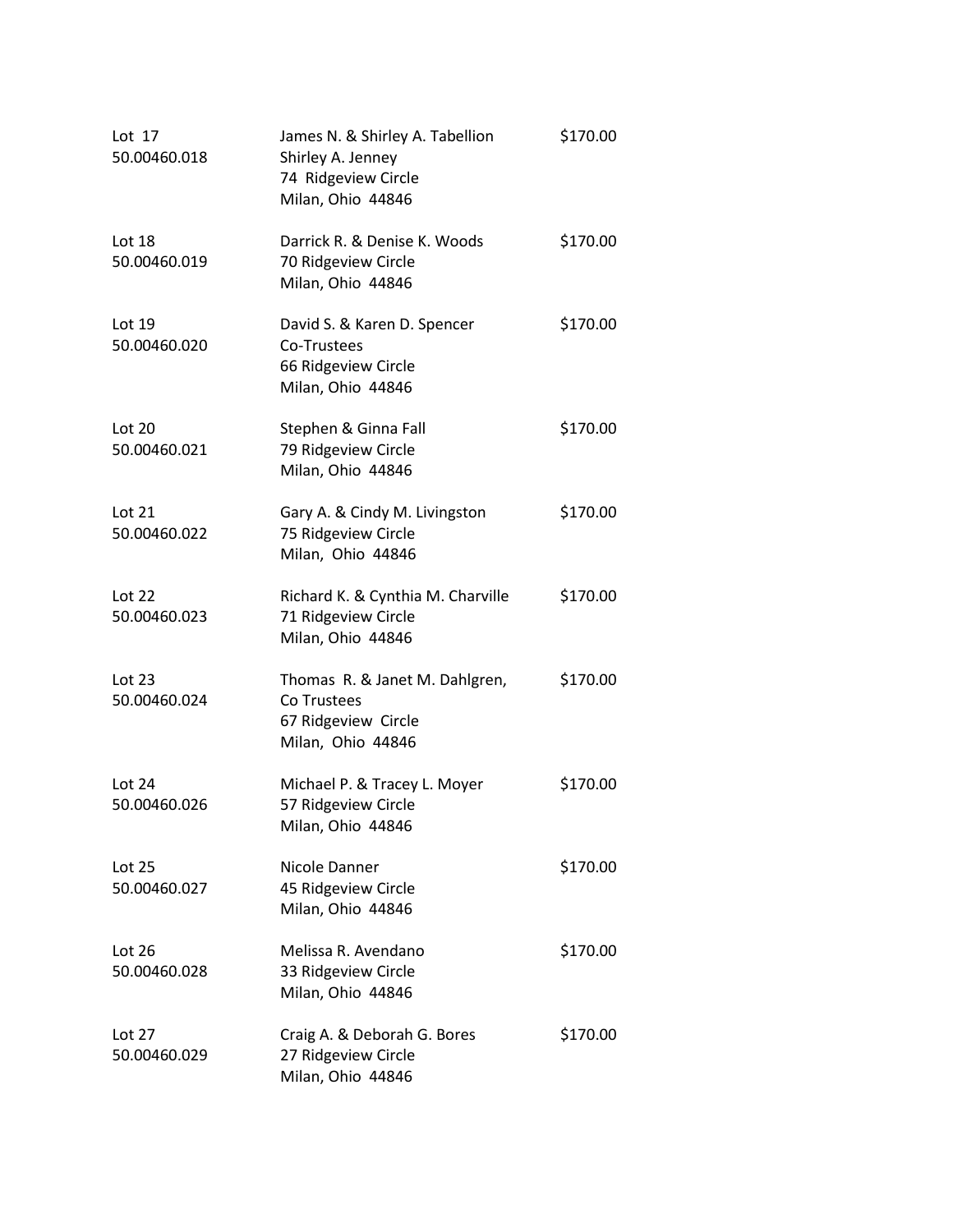| | | |
|---|---|---|
| Lot 17<br>50.00460.018 | James N. & Shirley A. Tabellion<br>Shirley A. Jenney<br>74 Ridgeview Circle<br>Milan, Ohio 44846 | $170.00 |
| Lot 18<br>50.00460.019 | Darrick R. & Denise K. Woods<br>70 Ridgeview Circle<br>Milan, Ohio 44846 | $170.00 |
| Lot 19<br>50.00460.020 | David S. & Karen D. Spencer<br>Co-Trustees<br>66 Ridgeview Circle<br>Milan, Ohio 44846 | $170.00 |
| Lot 20<br>50.00460.021 | Stephen & Ginna Fall<br>79 Ridgeview Circle<br>Milan, Ohio 44846 | $170.00 |
| Lot 21<br>50.00460.022 | Gary A. & Cindy M. Livingston<br>75 Ridgeview Circle<br>Milan, Ohio 44846 | $170.00 |
| Lot 22<br>50.00460.023 | Richard K. & Cynthia M. Charville<br>71 Ridgeview Circle<br>Milan, Ohio 44846 | $170.00 |
| Lot 23<br>50.00460.024 | Thomas R. & Janet M. Dahlgren,<br>Co Trustees<br>67 Ridgeview Circle<br>Milan, Ohio 44846 | $170.00 |
| Lot 24<br>50.00460.026 | Michael P. & Tracey L. Moyer<br>57 Ridgeview Circle<br>Milan, Ohio 44846 | $170.00 |
| Lot 25<br>50.00460.027 | Nicole Danner<br>45 Ridgeview Circle<br>Milan, Ohio 44846 | $170.00 |
| Lot 26<br>50.00460.028 | Melissa R. Avendano<br>33 Ridgeview Circle<br>Milan, Ohio 44846 | $170.00 |
| Lot 27<br>50.00460.029 | Craig A. & Deborah G. Bores<br>27 Ridgeview Circle<br>Milan, Ohio 44846 | $170.00 |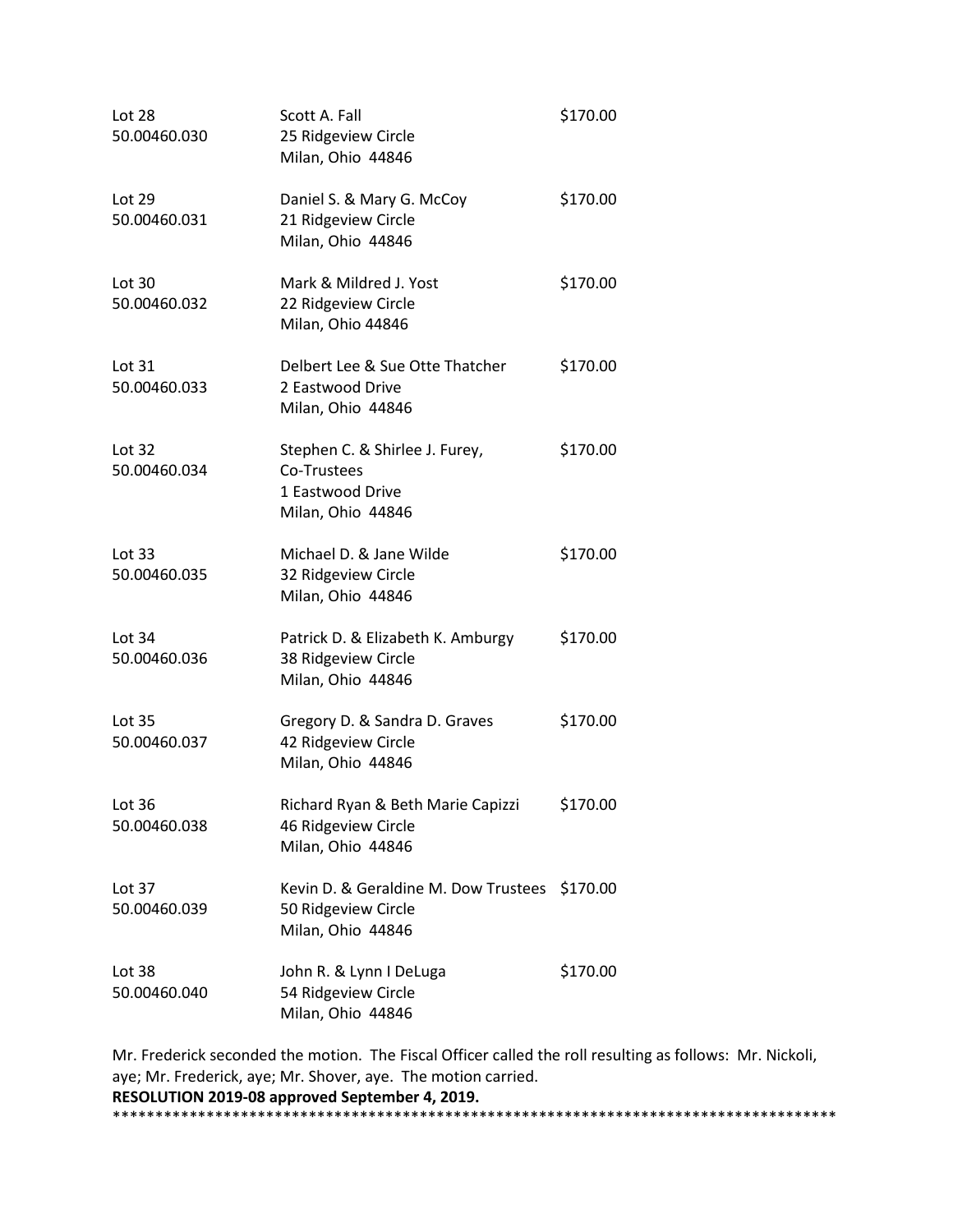| | | |
|---|---|---|
| Lot 28<br>50.00460.030 | Scott A. Fall<br>25 Ridgeview Circle<br>Milan, Ohio 44846 | $170.00 |
| Lot 29<br>50.00460.031 | Daniel S. & Mary G. McCoy<br>21 Ridgeview Circle<br>Milan, Ohio 44846 | $170.00 |
| Lot 30<br>50.00460.032 | Mark & Mildred J. Yost<br>22 Ridgeview Circle<br>Milan, Ohio 44846 | $170.00 |
| Lot 31<br>50.00460.033 | Delbert Lee & Sue Otte Thatcher<br>2 Eastwood Drive<br>Milan, Ohio 44846 | $170.00 |
| Lot 32<br>50.00460.034 | Stephen C. & Shirlee J. Furey,<br>Co-Trustees<br>1 Eastwood Drive<br>Milan, Ohio 44846 | $170.00 |
| Lot 33<br>50.00460.035 | Michael D. & Jane Wilde<br>32 Ridgeview Circle<br>Milan, Ohio 44846 | $170.00 |
| Lot 34<br>50.00460.036 | Patrick D. & Elizabeth K. Amburgy<br>38 Ridgeview Circle<br>Milan, Ohio 44846 | $170.00 |
| Lot 35<br>50.00460.037 | Gregory D. & Sandra D. Graves<br>42 Ridgeview Circle<br>Milan, Ohio 44846 | $170.00 |
| Lot 36<br>50.00460.038 | Richard Ryan & Beth Marie Capizzi<br>46 Ridgeview Circle<br>Milan, Ohio 44846 | $170.00 |
| Lot 37<br>50.00460.039 | Kevin D. & Geraldine M. Dow Trustees<br>50 Ridgeview Circle<br>Milan, Ohio 44846 | $170.00 |
| Lot 38<br>50.00460.040 | John R. & Lynn I DeLuga<br>54 Ridgeview Circle<br>Milan, Ohio 44846 | $170.00 |

Mr. Frederick seconded the motion. The Fiscal Officer called the roll resulting as follows: Mr. Nickoli, aye; Mr. Frederick, aye; Mr. Shover, aye. The motion carried.

**RESOLUTION 2019-08 approved September 4, 2019.**

*************************************************************************************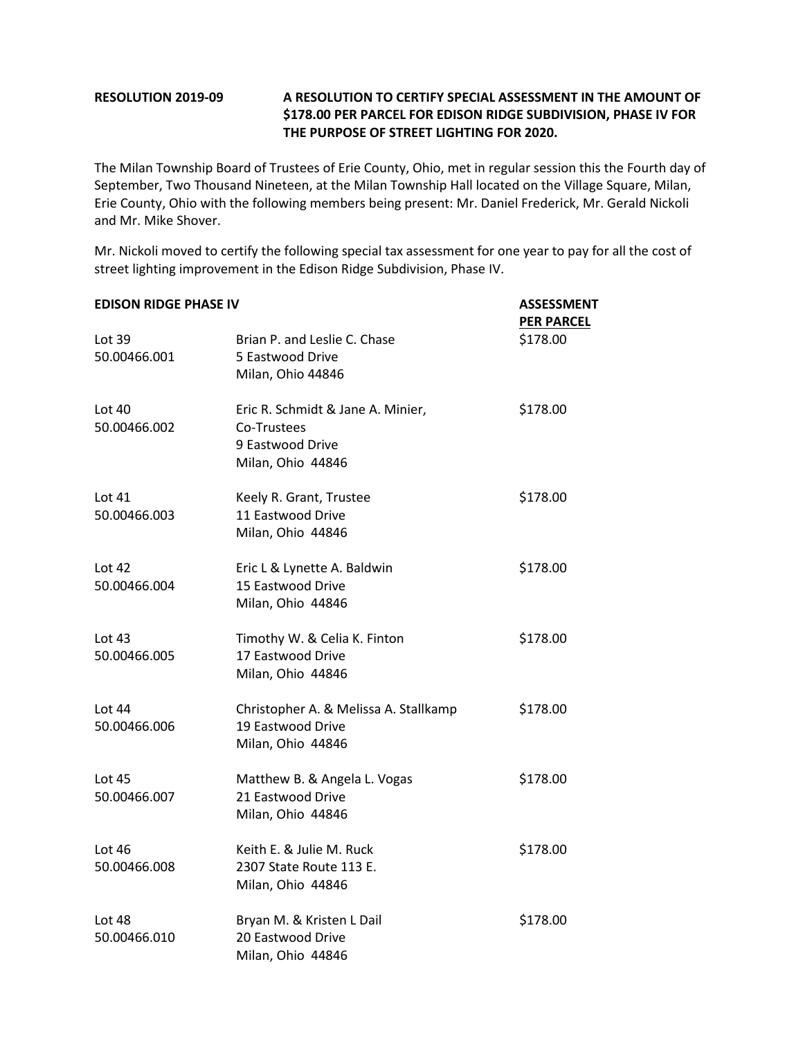**RESOLUTION 2019-09** **A RESOLUTION TO CERTIFY SPECIAL ASSESSMENT IN THE AMOUNT OF $178.00 PER PARCEL FOR EDISON RIDGE SUBDIVISION, PHASE IV FOR THE PURPOSE OF STREET LIGHTING FOR 2020.**

The Milan Township Board of Trustees of Erie County, Ohio, met in regular session this the Fourth day of September, Two Thousand Nineteen, at the Milan Township Hall located on the Village Square, Milan, Erie County, Ohio with the following members being present: Mr. Daniel Frederick, Mr. Gerald Nickoli and Mr. Mike Shover.

Mr. Nickoli moved to certify the following special tax assessment for one year to pay for all the cost of street lighting improvement in the Edison Ridge Subdivision, Phase IV.

| **EDISON RIDGE PHASE IV** | | **ASSESSMENT PER PARCEL** |
|---|---|---|
| Lot 39<br>50.00466.001 | Brian P. and Leslie C. Chase<br>5 Eastwood Drive<br>Milan, Ohio 44846 | $178.00 |
| Lot 40<br>50.00466.002 | Eric R. Schmidt & Jane A. Minier, Co-Trustees<br>9 Eastwood Drive<br>Milan, Ohio 44846 | $178.00 |
| Lot 41<br>50.00466.003 | Keely R. Grant, Trustee<br>11 Eastwood Drive<br>Milan, Ohio 44846 | $178.00 |
| Lot 42<br>50.00466.004 | Eric L & Lynette A. Baldwin<br>15 Eastwood Drive<br>Milan, Ohio 44846 | $178.00 |
| Lot 43<br>50.00466.005 | Timothy W. & Celia K. Finton<br>17 Eastwood Drive<br>Milan, Ohio 44846 | $178.00 |
| Lot 44<br>50.00466.006 | Christopher A. & Melissa A. Stallkamp<br>19 Eastwood Drive<br>Milan, Ohio 44846 | $178.00 |
| Lot 45<br>50.00466.007 | Matthew B. & Angela L. Vogas<br>21 Eastwood Drive<br>Milan, Ohio 44846 | $178.00 |
| Lot 46<br>50.00466.008 | Keith E. & Julie M. Ruck<br>2307 State Route 113 E.<br>Milan, Ohio 44846 | $178.00 |
| Lot 48<br>50.00466.010 | Bryan M. & Kristen L Dail<br>20 Eastwood Drive<br>Milan, Ohio 44846 | $178.00 |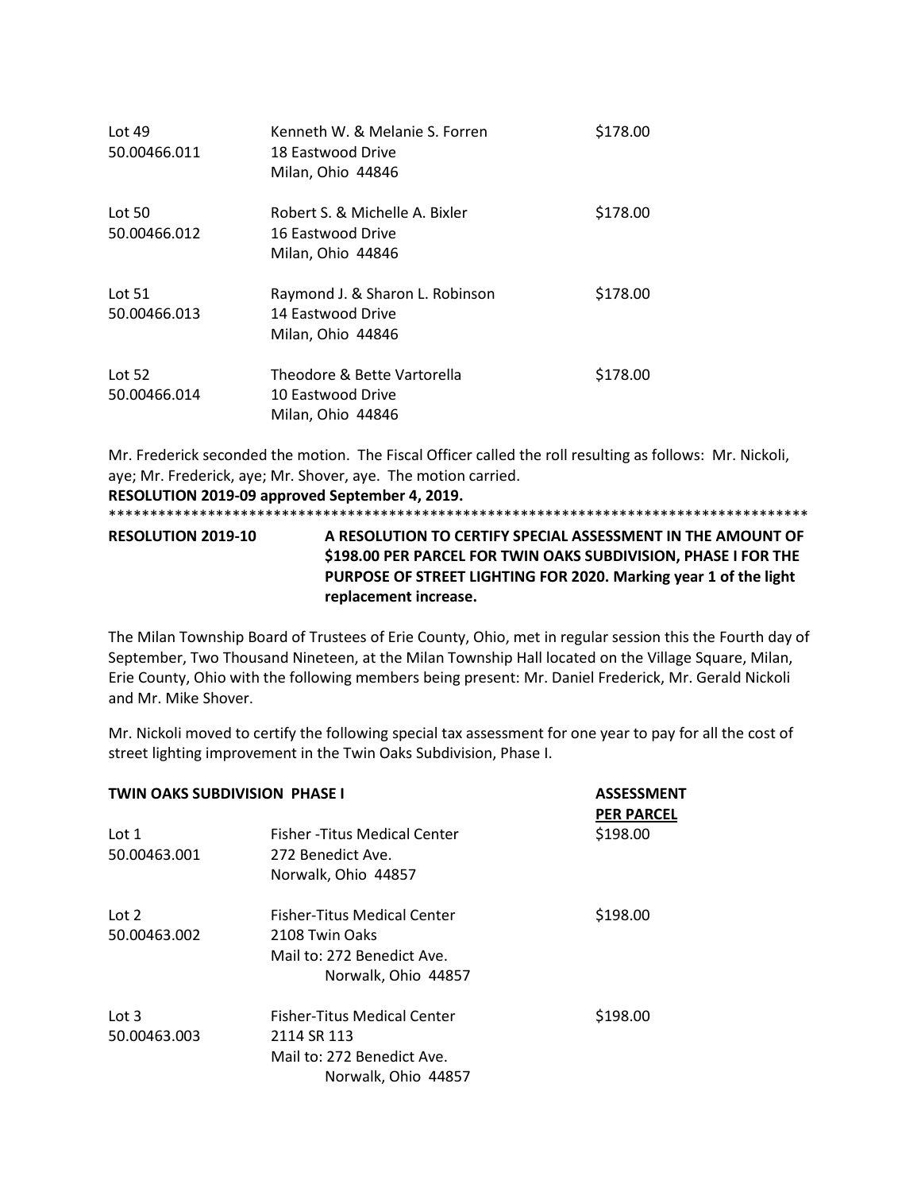| | | |
|---|---|---|
| Lot 49<br>50.00466.011 | Kenneth W. & Melanie S. Forren<br>18 Eastwood Drive<br>Milan, Ohio 44846 | $178.00 |
| Lot 50<br>50.00466.012 | Robert S. & Michelle A. Bixler<br>16 Eastwood Drive<br>Milan, Ohio 44846 | $178.00 |
| Lot 51<br>50.00466.013 | Raymond J. & Sharon L. Robinson<br>14 Eastwood Drive<br>Milan, Ohio 44846 | $178.00 |
| Lot 52<br>50.00466.014 | Theodore & Bette Vartorella<br>10 Eastwood Drive<br>Milan, Ohio 44846 | $178.00 |

Mr. Frederick seconded the motion. The Fiscal Officer called the roll resulting as follows: Mr. Nickoli, aye; Mr. Frederick, aye; Mr. Shover, aye. The motion carried.

**RESOLUTION 2019-09 approved September 4, 2019.**

*****************************************************************************************

**RESOLUTION 2019-10 A RESOLUTION TO CERTIFY SPECIAL ASSESSMENT IN THE AMOUNT OF $198.00 PER PARCEL FOR TWIN OAKS SUBDIVISION, PHASE I FOR THE PURPOSE OF STREET LIGHTING FOR 2020. Marking year 1 of the light replacement increase.**

The Milan Township Board of Trustees of Erie County, Ohio, met in regular session this the Fourth day of September, Two Thousand Nineteen, at the Milan Township Hall located on the Village Square, Milan, Erie County, Ohio with the following members being present: Mr. Daniel Frederick, Mr. Gerald Nickoli and Mr. Mike Shover.

Mr. Nickoli moved to certify the following special tax assessment for one year to pay for all the cost of street lighting improvement in the Twin Oaks Subdivision, Phase I.

| **TWIN OAKS SUBDIVISION PHASE I** | | **ASSESSMENT PER PARCEL** |
|---|---|---|
| Lot 1<br>50.00463.001 | Fisher -Titus Medical Center<br>272 Benedict Ave.<br>Norwalk, Ohio 44857 | $198.00 |
| Lot 2<br>50.00463.002 | Fisher-Titus Medical Center<br>2108 Twin Oaks<br>Mail to: 272 Benedict Ave.<br>Norwalk, Ohio 44857 | $198.00 |
| Lot 3<br>50.00463.003 | Fisher-Titus Medical Center<br>2114 SR 113<br>Mail to: 272 Benedict Ave.<br>Norwalk, Ohio 44857 | $198.00 |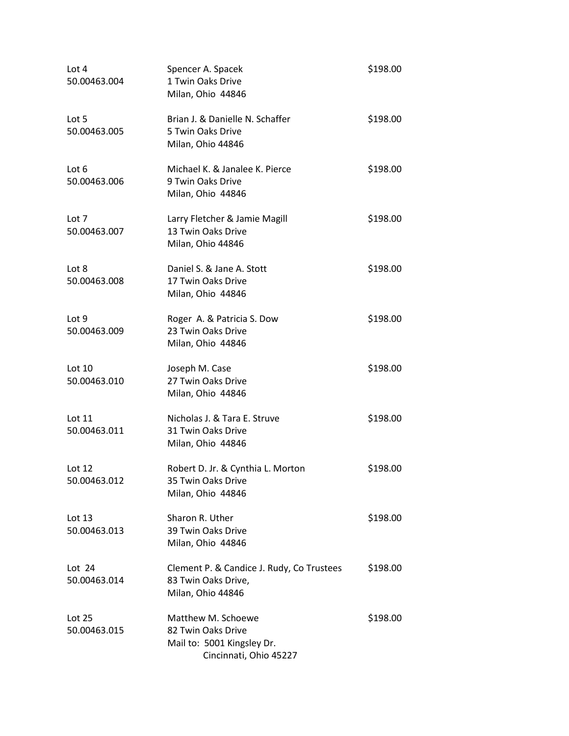| | | |
|---|---|---|
| Lot 4<br>50.00463.004 | Spencer A. Spacek<br>1 Twin Oaks Drive<br>Milan, Ohio 44846 | $198.00 |
| Lot 5<br>50.00463.005 | Brian J. & Danielle N. Schaffer<br>5 Twin Oaks Drive<br>Milan, Ohio 44846 | $198.00 |
| Lot 6<br>50.00463.006 | Michael K. & Janalee K. Pierce<br>9 Twin Oaks Drive<br>Milan, Ohio 44846 | $198.00 |
| Lot 7<br>50.00463.007 | Larry Fletcher & Jamie Magill<br>13 Twin Oaks Drive<br>Milan, Ohio 44846 | $198.00 |
| Lot 8<br>50.00463.008 | Daniel S. & Jane A. Stott<br>17 Twin Oaks Drive<br>Milan, Ohio 44846 | $198.00 |
| Lot 9<br>50.00463.009 | Roger A. & Patricia S. Dow<br>23 Twin Oaks Drive<br>Milan, Ohio 44846 | $198.00 |
| Lot 10<br>50.00463.010 | Joseph M. Case<br>27 Twin Oaks Drive<br>Milan, Ohio 44846 | $198.00 |
| Lot 11<br>50.00463.011 | Nicholas J. & Tara E. Struve<br>31 Twin Oaks Drive<br>Milan, Ohio 44846 | $198.00 |
| Lot 12<br>50.00463.012 | Robert D. Jr. & Cynthia L. Morton<br>35 Twin Oaks Drive<br>Milan, Ohio 44846 | $198.00 |
| Lot 13<br>50.00463.013 | Sharon R. Uther<br>39 Twin Oaks Drive<br>Milan, Ohio 44846 | $198.00 |
| Lot 24<br>50.00463.014 | Clement P. & Candice J. Rudy, Co Trustees<br>83 Twin Oaks Drive,<br>Milan, Ohio 44846 | $198.00 |
| Lot 25<br>50.00463.015 | Matthew M. Schoewe<br>82 Twin Oaks Drive<br>Mail to: 5001 Kingsley Dr.<br>Cincinnati, Ohio 45227 | $198.00 |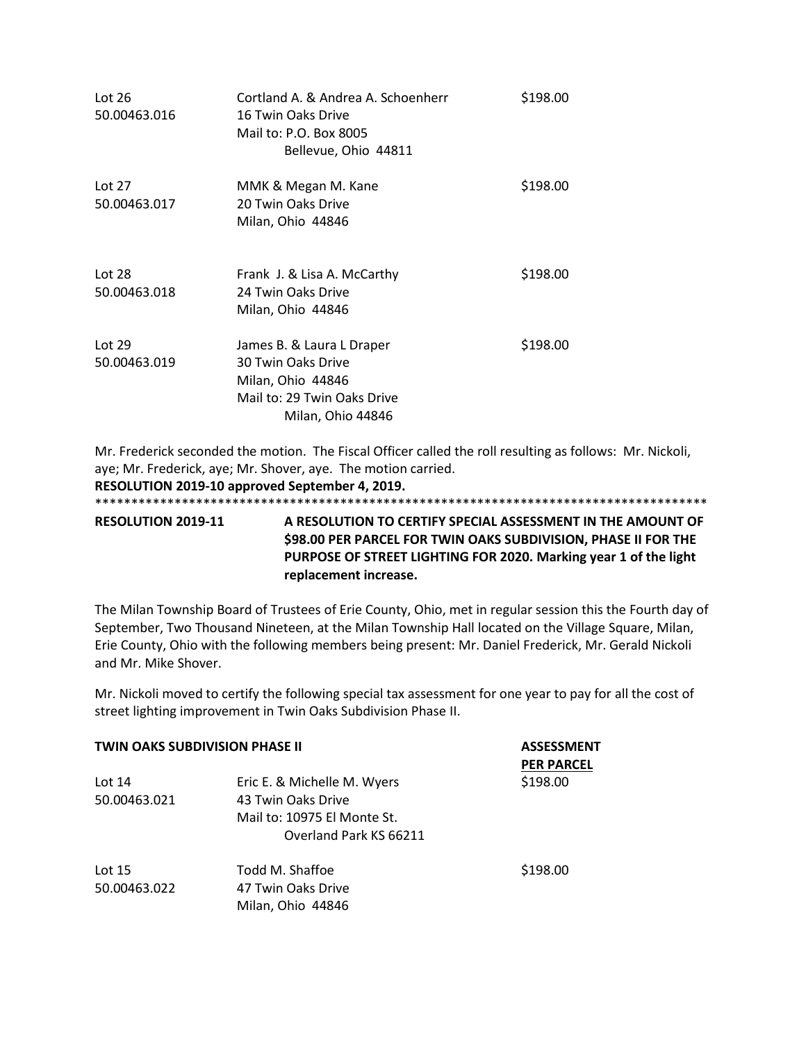| | | |
|---|---|---|
| Lot 26<br>50.00463.016 | Cortland A. & Andrea A. Schoenherr<br>16 Twin Oaks Drive<br>Mail to: P.O. Box 8005<br>Bellevue, Ohio 44811 | $198.00 |
| Lot 27<br>50.00463.017 | MMK & Megan M. Kane<br>20 Twin Oaks Drive<br>Milan, Ohio 44846 | $198.00 |
| Lot 28<br>50.00463.018 | Frank J. & Lisa A. McCarthy<br>24 Twin Oaks Drive<br>Milan, Ohio 44846 | $198.00 |
| Lot 29<br>50.00463.019 | James B. & Laura L Draper<br>30 Twin Oaks Drive<br>Milan, Ohio 44846<br>Mail to: 29 Twin Oaks Drive<br>Milan, Ohio 44846 | $198.00 |

Mr. Frederick seconded the motion. The Fiscal Officer called the roll resulting as follows: Mr. Nickoli, aye; Mr. Frederick, aye; Mr. Shover, aye. The motion carried.

**RESOLUTION 2019-10 approved September 4, 2019.**

************************************************************************************

**RESOLUTION 2019-11** **A RESOLUTION TO CERTIFY SPECIAL ASSESSMENT IN THE AMOUNT OF $98.00 PER PARCEL FOR TWIN OAKS SUBDIVISION, PHASE II FOR THE PURPOSE OF STREET LIGHTING FOR 2020. Marking year 1 of the light replacement increase.**

The Milan Township Board of Trustees of Erie County, Ohio, met in regular session this the Fourth day of September, Two Thousand Nineteen, at the Milan Township Hall located on the Village Square, Milan, Erie County, Ohio with the following members being present: Mr. Daniel Frederick, Mr. Gerald Nickoli and Mr. Mike Shover.

Mr. Nickoli moved to certify the following special tax assessment for one year to pay for all the cost of street lighting improvement in Twin Oaks Subdivision Phase II.

| **TWIN OAKS SUBDIVISION PHASE II** | | **ASSESSMENT PER PARCEL** |
|---|---|---|
| Lot 14<br>50.00463.021 | Eric E. & Michelle M. Wyers<br>43 Twin Oaks Drive<br>Mail to: 10975 El Monte St.<br>Overland Park KS 66211 | $198.00 |
| Lot 15<br>50.00463.022 | Todd M. Shaffoe<br>47 Twin Oaks Drive<br>Milan, Ohio 44846 | $198.00 |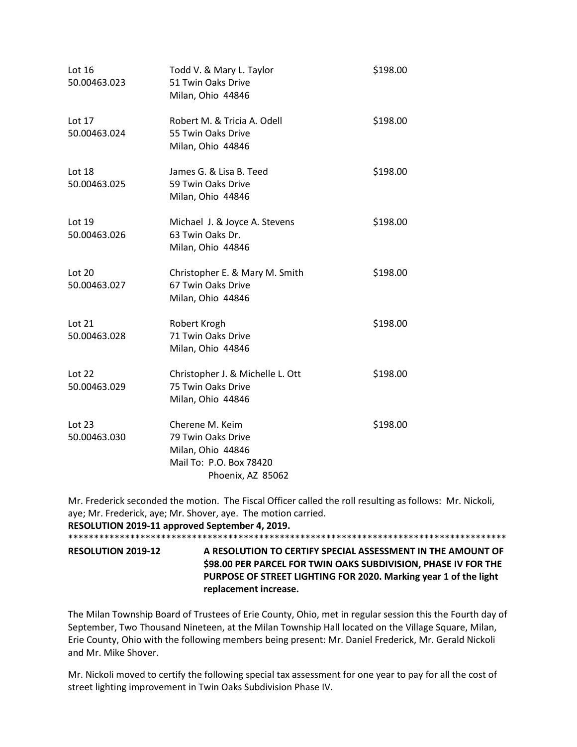| | | |
|---|---|---|
| Lot 16<br>50.00463.023 | Todd V. & Mary L. Taylor<br>51 Twin Oaks Drive<br>Milan, Ohio 44846 | $198.00 |
| Lot 17<br>50.00463.024 | Robert M. & Tricia A. Odell<br>55 Twin Oaks Drive<br>Milan, Ohio 44846 | $198.00 |
| Lot 18<br>50.00463.025 | James G. & Lisa B. Teed<br>59 Twin Oaks Drive<br>Milan, Ohio 44846 | $198.00 |
| Lot 19<br>50.00463.026 | Michael J. & Joyce A. Stevens<br>63 Twin Oaks Dr.<br>Milan, Ohio 44846 | $198.00 |
| Lot 20<br>50.00463.027 | Christopher E. & Mary M. Smith<br>67 Twin Oaks Drive<br>Milan, Ohio 44846 | $198.00 |
| Lot 21<br>50.00463.028 | Robert Krogh<br>71 Twin Oaks Drive<br>Milan, Ohio 44846 | $198.00 |
| Lot 22<br>50.00463.029 | Christopher J. & Michelle L. Ott<br>75 Twin Oaks Drive<br>Milan, Ohio 44846 | $198.00 |
| Lot 23<br>50.00463.030 | Cherene M. Keim<br>79 Twin Oaks Drive<br>Milan, Ohio 44846<br>Mail To: P.O. Box 78420<br>Phoenix, AZ 85062 | $198.00 |

Mr. Frederick seconded the motion. The Fiscal Officer called the roll resulting as follows: Mr. Nickoli, aye; Mr. Frederick, aye; Mr. Shover, aye. The motion carried.

**RESOLUTION 2019-11 approved September 4, 2019.**

\*\*\*\*\*\*\*\*\*\*\*\*\*\*\*\*\*\*\*\*\*\*\*\*\*\*\*\*\*\*\*\*\*\*\*\*\*\*\*\*\*\*\*\*\*\*\*\*\*\*\*\*\*\*\*\*\*\*\*\*\*\*\*\*\*\*\*\*\*\*\*\*\*\*\*\*\*\*\*\*\*\*\*\*\*

**RESOLUTION 2019-12** **A RESOLUTION TO CERTIFY SPECIAL ASSESSMENT IN THE AMOUNT OF $98.00 PER PARCEL FOR TWIN OAKS SUBDIVISION, PHASE IV FOR THE PURPOSE OF STREET LIGHTING FOR 2020. Marking year 1 of the light replacement increase.**

The Milan Township Board of Trustees of Erie County, Ohio, met in regular session this the Fourth day of September, Two Thousand Nineteen, at the Milan Township Hall located on the Village Square, Milan, Erie County, Ohio with the following members being present: Mr. Daniel Frederick, Mr. Gerald Nickoli and Mr. Mike Shover.

Mr. Nickoli moved to certify the following special tax assessment for one year to pay for all the cost of street lighting improvement in Twin Oaks Subdivision Phase IV.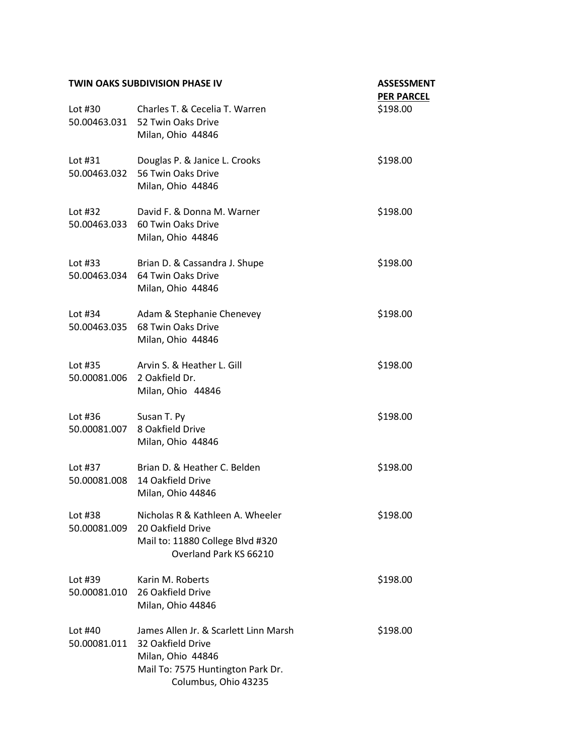| TWIN OAKS SUBDIVISION PHASE IV | | ASSESSMENT PER PARCEL |
|---|---|---|
| Lot #30<br>50.00463.031 | Charles T. & Cecelia T. Warren<br>52 Twin Oaks Drive<br>Milan, Ohio 44846 | $198.00 |
| Lot #31<br>50.00463.032 | Douglas P. & Janice L. Crooks<br>56 Twin Oaks Drive<br>Milan, Ohio 44846 | $198.00 |
| Lot #32<br>50.00463.033 | David F. & Donna M. Warner<br>60 Twin Oaks Drive<br>Milan, Ohio 44846 | $198.00 |
| Lot #33<br>50.00463.034 | Brian D. & Cassandra J. Shupe<br>64 Twin Oaks Drive<br>Milan, Ohio 44846 | $198.00 |
| Lot #34<br>50.00463.035 | Adam & Stephanie Chenevey<br>68 Twin Oaks Drive<br>Milan, Ohio 44846 | $198.00 |
| Lot #35<br>50.00081.006 | Arvin S. & Heather L. Gill<br>2 Oakfield Dr.<br>Milan, Ohio 44846 | $198.00 |
| Lot #36<br>50.00081.007 | Susan T. Py<br>8 Oakfield Drive<br>Milan, Ohio 44846 | $198.00 |
| Lot #37<br>50.00081.008 | Brian D. & Heather C. Belden<br>14 Oakfield Drive<br>Milan, Ohio 44846 | $198.00 |
| Lot #38<br>50.00081.009 | Nicholas R & Kathleen A. Wheeler<br>20 Oakfield Drive<br>Mail to: 11880 College Blvd #320<br>Overland Park KS 66210 | $198.00 |
| Lot #39<br>50.00081.010 | Karin M. Roberts<br>26 Oakfield Drive<br>Milan, Ohio 44846 | $198.00 |
| Lot #40<br>50.00081.011 | James Allen Jr. & Scarlett Linn Marsh<br>32 Oakfield Drive<br>Milan, Ohio 44846<br>Mail To: 7575 Huntington Park Dr.<br>Columbus, Ohio 43235 | $198.00 |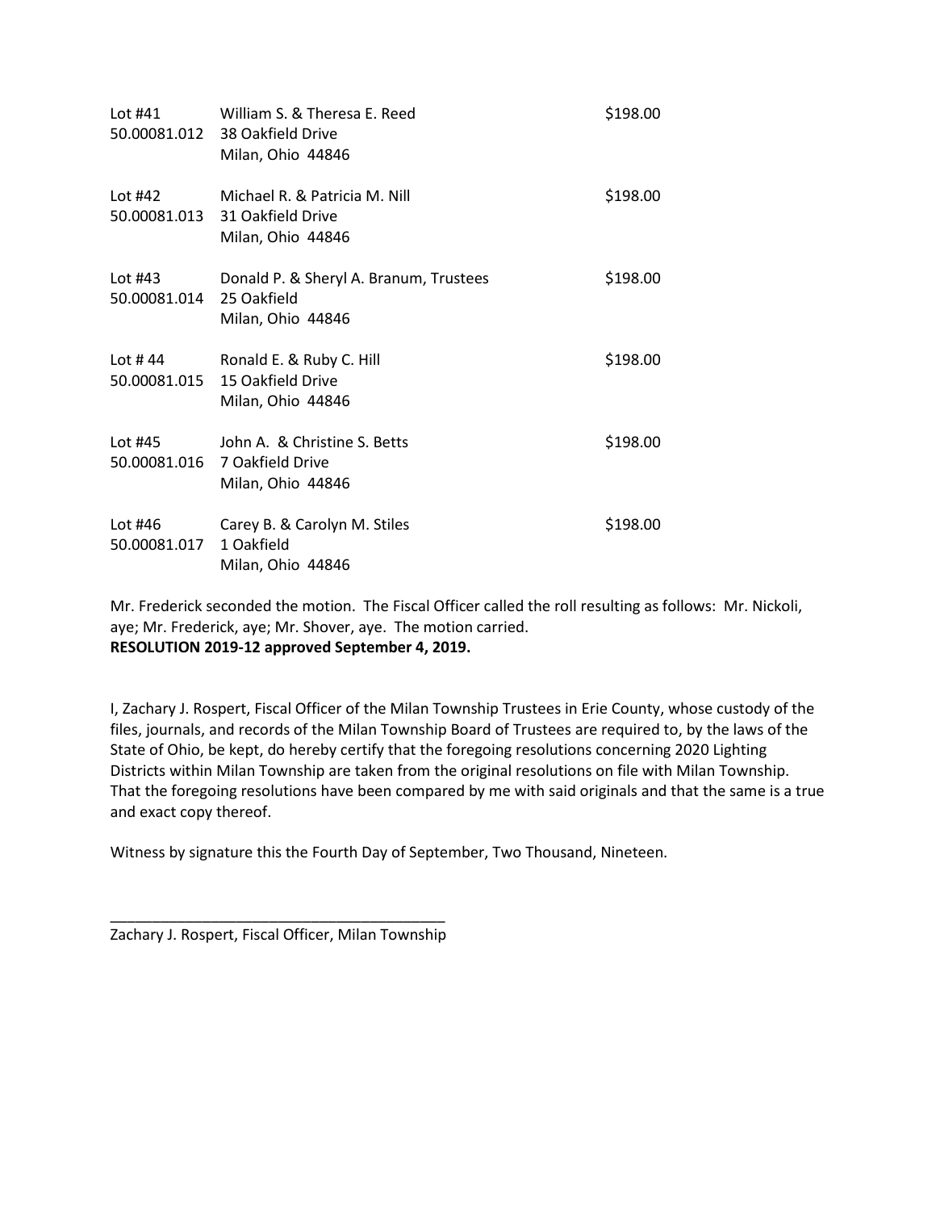| | | |
|---|---|---|
| Lot #41<br>50.00081.012 | William S. & Theresa E. Reed<br>38 Oakfield Drive<br>Milan, Ohio 44846 | $198.00 |
| Lot #42<br>50.00081.013 | Michael R. & Patricia M. Nill<br>31 Oakfield Drive<br>Milan, Ohio 44846 | $198.00 |
| Lot #43<br>50.00081.014 | Donald P. & Sheryl A. Branum, Trustees<br>25 Oakfield<br>Milan, Ohio 44846 | $198.00 |
| Lot # 44<br>50.00081.015 | Ronald E. & Ruby C. Hill<br>15 Oakfield Drive<br>Milan, Ohio 44846 | $198.00 |
| Lot #45<br>50.00081.016 | John A. & Christine S. Betts<br>7 Oakfield Drive<br>Milan, Ohio 44846 | $198.00 |
| Lot #46<br>50.00081.017 | Carey B. & Carolyn M. Stiles<br>1 Oakfield<br>Milan, Ohio 44846 | $198.00 |

Mr. Frederick seconded the motion. The Fiscal Officer called the roll resulting as follows: Mr. Nickoli, aye; Mr. Frederick, aye; Mr. Shover, aye. The motion carried.
**RESOLUTION 2019-12 approved September 4, 2019.**

I, Zachary J. Rospert, Fiscal Officer of the Milan Township Trustees in Erie County, whose custody of the files, journals, and records of the Milan Township Board of Trustees are required to, by the laws of the State of Ohio, be kept, do hereby certify that the foregoing resolutions concerning 2020 Lighting Districts within Milan Township are taken from the original resolutions on file with Milan Township. That the foregoing resolutions have been compared by me with said originals and that the same is a true and exact copy thereof.

Witness by signature this the Fourth Day of September, Two Thousand, Nineteen.

\_\_\_\_\_\_\_\_\_\_\_\_\_\_\_\_\_\_\_\_\_\_\_\_\_\_\_\_\_\_\_\_\_\_\_\_\_\_\_\_\_\_

Zachary J. Rospert, Fiscal Officer, Milan Township